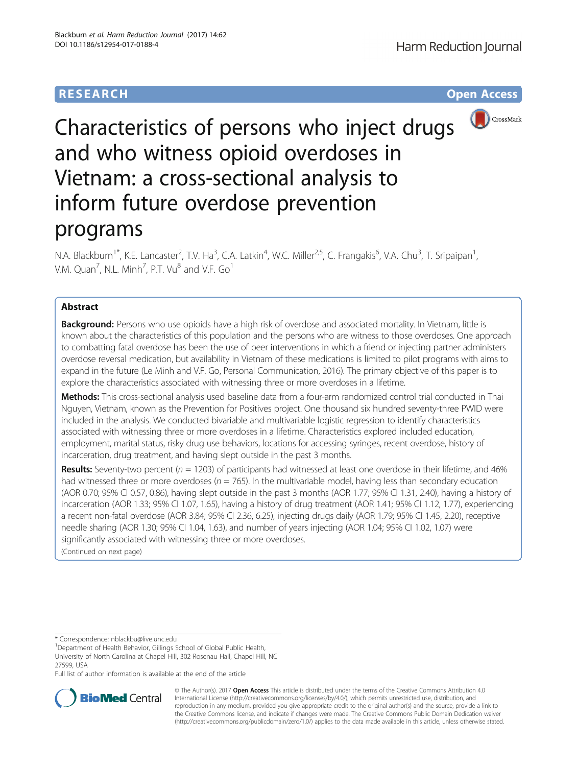RESEARCH

Open Access

# Characteristics of persons who inject drugs and who witness opioid overdoses in Vietnam: a cross-sectional analysis to inform future overdose prevention programs

N.A. Blackburn[1*], K.E. Lancaster[2], T.V. Ha[3], C.A. Latkin[4], W.C. Miller[2,5], C. Frangakis[6], V.A. Chu[3], T. Sripaipan[1], V.M. Quan[7], N.L. Minh[7], P.T. Vu[8] and V.F. Go[1]

## Abstract

**Background:** Persons who use opioids have a high risk of overdose and associated mortality. In Vietnam, little is known about the characteristics of this population and the persons who are witness to those overdoses. One approach to combatting fatal overdose has been the use of peer interventions in which a friend or injecting partner administers overdose reversal medication, but availability in Vietnam of these medications is limited to pilot programs with aims to expand in the future (Le Minh and V.F. Go, Personal Communication, 2016). The primary objective of this paper is to explore the characteristics associated with witnessing three or more overdoses in a lifetime.

**Methods:** This cross-sectional analysis used baseline data from a four-arm randomized control trial conducted in Thai Nguyen, Vietnam, known as the Prevention for Positives project. One thousand six hundred seventy-three PWID were included in the analysis. We conducted bivariable and multivariable logistic regression to identify characteristics associated with witnessing three or more overdoses in a lifetime. Characteristics explored included education, employment, marital status, risky drug use behaviors, locations for accessing syringes, recent overdose, history of incarceration, drug treatment, and having slept outside in the past 3 months.

**Results:** Seventy-two percent ($n = 1203$) of participants had witnessed at least one overdose in their lifetime, and 46% had witnessed three or more overdoses ($n = 765$). In the multivariable model, having less than secondary education (AOR 0.70; 95% CI 0.57, 0.86), having slept outside in the past 3 months (AOR 1.77; 95% CI 1.31, 2.40), having a history of incarceration (AOR 1.33; 95% CI 1.07, 1.65), having a history of drug treatment (AOR 1.41; 95% CI 1.12, 1.77), experiencing a recent non-fatal overdose (AOR 3.84; 95% CI 2.36, 6.25), injecting drugs daily (AOR 1.79; 95% CI 1.45, 2.20), receptive needle sharing (AOR 1.30; 95% CI 1.04, 1.63), and number of years injecting (AOR 1.04; 95% CI 1.02, 1.07) were significantly associated with witnessing three or more overdoses.

(Continued on next page)

\* Correspondence: nblackbu@live.unc.edu

[1]Department of Health Behavior, Gillings School of Global Public Health, University of North Carolina at Chapel Hill, 302 Rosenau Hall, Chapel Hill, NC 27599, USA

Full list of author information is available at the end of the article

© The Author(s). 2017 **Open Access** This article is distributed under the terms of the Creative Commons Attribution 4.0 International License (http://creativecommons.org/licenses/by/4.0/), which permits unrestricted use, distribution, and reproduction in any medium, provided you give appropriate credit to the original author(s) and the source, provide a link to the Creative Commons license, and indicate if changes were made. The Creative Commons Public Domain Dedication waiver (http://creativecommons.org/publicdomain/zero/1.0/) applies to the data made available in this article, unless otherwise stated.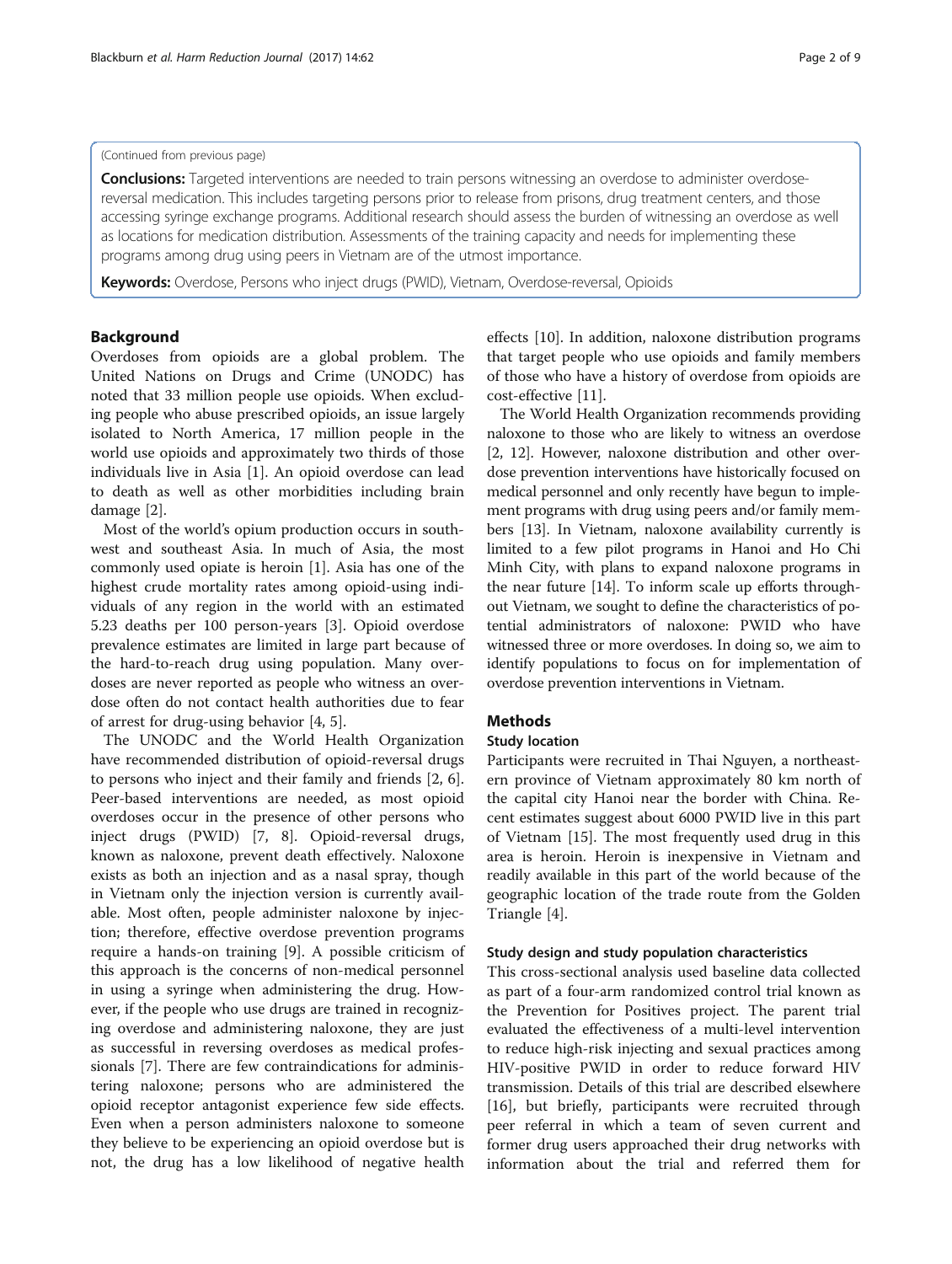(Continued from previous page)

**Conclusions:** Targeted interventions are needed to train persons witnessing an overdose to administer overdose-reversal medication. This includes targeting persons prior to release from prisons, drug treatment centers, and those accessing syringe exchange programs. Additional research should assess the burden of witnessing an overdose as well as locations for medication distribution. Assessments of the training capacity and needs for implementing these programs among drug using peers in Vietnam are of the utmost importance.

**Keywords:** Overdose, Persons who inject drugs (PWID), Vietnam, Overdose-reversal, Opioids

## Background

Overdoses from opioids are a global problem. The United Nations on Drugs and Crime (UNODC) has noted that 33 million people use opioids. When excluding people who abuse prescribed opioids, an issue largely isolated to North America, 17 million people in the world use opioids and approximately two thirds of those individuals live in Asia [1]. An opioid overdose can lead to death as well as other morbidities including brain damage [2].

Most of the world's opium production occurs in southwest and southeast Asia. In much of Asia, the most commonly used opiate is heroin [1]. Asia has one of the highest crude mortality rates among opioid-using individuals of any region in the world with an estimated 5.23 deaths per 100 person-years [3]. Opioid overdose prevalence estimates are limited in large part because of the hard-to-reach drug using population. Many overdoses are never reported as people who witness an overdose often do not contact health authorities due to fear of arrest for drug-using behavior [4, 5].

The UNODC and the World Health Organization have recommended distribution of opioid-reversal drugs to persons who inject and their family and friends [2, 6]. Peer-based interventions are needed, as most opioid overdoses occur in the presence of other persons who inject drugs (PWID) [7, 8]. Opioid-reversal drugs, known as naloxone, prevent death effectively. Naloxone exists as both an injection and as a nasal spray, though in Vietnam only the injection version is currently available. Most often, people administer naloxone by injection; therefore, effective overdose prevention programs require a hands-on training [9]. A possible criticism of this approach is the concerns of non-medical personnel in using a syringe when administering the drug. However, if the people who use drugs are trained in recognizing overdose and administering naloxone, they are just as successful in reversing overdoses as medical professionals [7]. There are few contraindications for administering naloxone; persons who are administered the opioid receptor antagonist experience few side effects. Even when a person administers naloxone to someone they believe to be experiencing an opioid overdose but is not, the drug has a low likelihood of negative health effects [10]. In addition, naloxone distribution programs that target people who use opioids and family members of those who have a history of overdose from opioids are cost-effective [11].

The World Health Organization recommends providing naloxone to those who are likely to witness an overdose [2, 12]. However, naloxone distribution and other overdose prevention interventions have historically focused on medical personnel and only recently have begun to implement programs with drug using peers and/or family members [13]. In Vietnam, naloxone availability currently is limited to a few pilot programs in Hanoi and Ho Chi Minh City, with plans to expand naloxone programs in the near future [14]. To inform scale up efforts throughout Vietnam, we sought to define the characteristics of potential administrators of naloxone: PWID who have witnessed three or more overdoses. In doing so, we aim to identify populations to focus on for implementation of overdose prevention interventions in Vietnam.

## Methods

### Study location

Participants were recruited in Thai Nguyen, a northeastern province of Vietnam approximately 80 km north of the capital city Hanoi near the border with China. Recent estimates suggest about 6000 PWID live in this part of Vietnam [15]. The most frequently used drug in this area is heroin. Heroin is inexpensive in Vietnam and readily available in this part of the world because of the geographic location of the trade route from the Golden Triangle [4].

### Study design and study population characteristics

This cross-sectional analysis used baseline data collected as part of a four-arm randomized control trial known as the Prevention for Positives project. The parent trial evaluated the effectiveness of a multi-level intervention to reduce high-risk injecting and sexual practices among HIV-positive PWID in order to reduce forward HIV transmission. Details of this trial are described elsewhere [16], but briefly, participants were recruited through peer referral in which a team of seven current and former drug users approached their drug networks with information about the trial and referred them for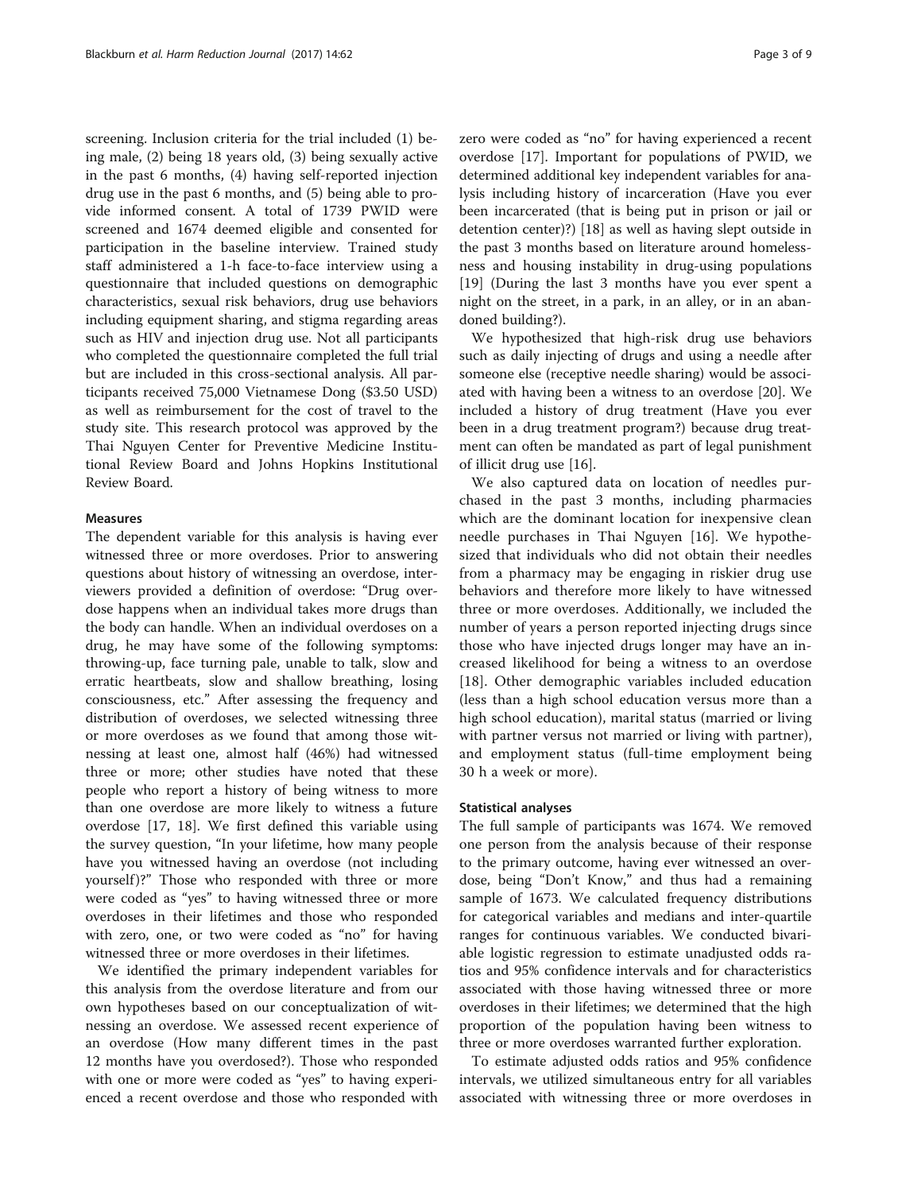screening. Inclusion criteria for the trial included (1) being male, (2) being 18 years old, (3) being sexually active in the past 6 months, (4) having self-reported injection drug use in the past 6 months, and (5) being able to provide informed consent. A total of 1739 PWID were screened and 1674 deemed eligible and consented for participation in the baseline interview. Trained study staff administered a 1-h face-to-face interview using a questionnaire that included questions on demographic characteristics, sexual risk behaviors, drug use behaviors including equipment sharing, and stigma regarding areas such as HIV and injection drug use. Not all participants who completed the questionnaire completed the full trial but are included in this cross-sectional analysis. All participants received 75,000 Vietnamese Dong ($3.50 USD) as well as reimbursement for the cost of travel to the study site. This research protocol was approved by the Thai Nguyen Center for Preventive Medicine Institutional Review Board and Johns Hopkins Institutional Review Board.

### Measures

The dependent variable for this analysis is having ever witnessed three or more overdoses. Prior to answering questions about history of witnessing an overdose, interviewers provided a definition of overdose: "Drug overdose happens when an individual takes more drugs than the body can handle. When an individual overdoses on a drug, he may have some of the following symptoms: throwing-up, face turning pale, unable to talk, slow and erratic heartbeats, slow and shallow breathing, losing consciousness, etc." After assessing the frequency and distribution of overdoses, we selected witnessing three or more overdoses as we found that among those witnessing at least one, almost half (46%) had witnessed three or more; other studies have noted that these people who report a history of being witness to more than one overdose are more likely to witness a future overdose [17, 18]. We first defined this variable using the survey question, "In your lifetime, how many people have you witnessed having an overdose (not including yourself)?" Those who responded with three or more were coded as "yes" to having witnessed three or more overdoses in their lifetimes and those who responded with zero, one, or two were coded as "no" for having witnessed three or more overdoses in their lifetimes.

We identified the primary independent variables for this analysis from the overdose literature and from our own hypotheses based on our conceptualization of witnessing an overdose. We assessed recent experience of an overdose (How many different times in the past 12 months have you overdosed?). Those who responded with one or more were coded as "yes" to having experienced a recent overdose and those who responded with zero were coded as "no" for having experienced a recent overdose [17]. Important for populations of PWID, we determined additional key independent variables for analysis including history of incarceration (Have you ever been incarcerated (that is being put in prison or jail or detention center)?) [18] as well as having slept outside in the past 3 months based on literature around homelessness and housing instability in drug-using populations [19] (During the last 3 months have you ever spent a night on the street, in a park, in an alley, or in an abandoned building?).

We hypothesized that high-risk drug use behaviors such as daily injecting of drugs and using a needle after someone else (receptive needle sharing) would be associated with having been a witness to an overdose [20]. We included a history of drug treatment (Have you ever been in a drug treatment program?) because drug treatment can often be mandated as part of legal punishment of illicit drug use [16].

We also captured data on location of needles purchased in the past 3 months, including pharmacies which are the dominant location for inexpensive clean needle purchases in Thai Nguyen [16]. We hypothesized that individuals who did not obtain their needles from a pharmacy may be engaging in riskier drug use behaviors and therefore more likely to have witnessed three or more overdoses. Additionally, we included the number of years a person reported injecting drugs since those who have injected drugs longer may have an increased likelihood for being a witness to an overdose [18]. Other demographic variables included education (less than a high school education versus more than a high school education), marital status (married or living with partner versus not married or living with partner), and employment status (full-time employment being 30 h a week or more).

### Statistical analyses

The full sample of participants was 1674. We removed one person from the analysis because of their response to the primary outcome, having ever witnessed an overdose, being "Don't Know," and thus had a remaining sample of 1673. We calculated frequency distributions for categorical variables and medians and inter-quartile ranges for continuous variables. We conducted bivariable logistic regression to estimate unadjusted odds ratios and 95% confidence intervals and for characteristics associated with those having witnessed three or more overdoses in their lifetimes; we determined that the high proportion of the population having been witness to three or more overdoses warranted further exploration.

To estimate adjusted odds ratios and 95% confidence intervals, we utilized simultaneous entry for all variables associated with witnessing three or more overdoses in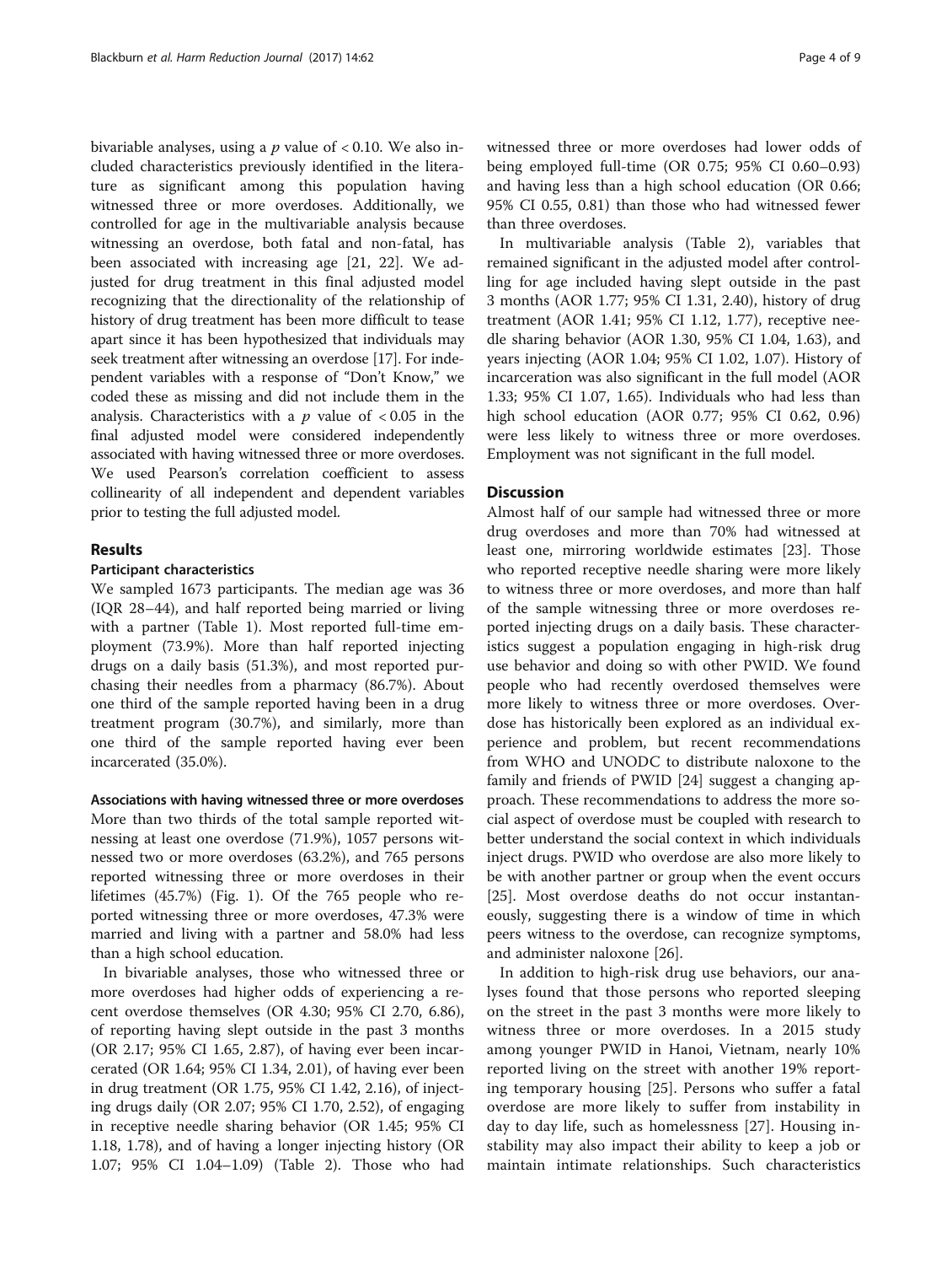bivariable analyses, using a $p$ value of $< 0.10$. We also included characteristics previously identified in the literature as significant among this population having witnessed three or more overdoses. Additionally, we controlled for age in the multivariable analysis because witnessing an overdose, both fatal and non-fatal, has been associated with increasing age [21, 22]. We adjusted for drug treatment in this final adjusted model recognizing that the directionality of the relationship of history of drug treatment has been more difficult to tease apart since it has been hypothesized that individuals may seek treatment after witnessing an overdose [17]. For independent variables with a response of "Don't Know," we coded these as missing and did not include them in the analysis. Characteristics with a $p$ value of $< 0.05$ in the final adjusted model were considered independently associated with having witnessed three or more overdoses. We used Pearson's correlation coefficient to assess collinearity of all independent and dependent variables prior to testing the full adjusted model.

## Results

### Participant characteristics

We sampled 1673 participants. The median age was 36 (IQR 28–44), and half reported being married or living with a partner (Table 1). Most reported full-time employment (73.9%). More than half reported injecting drugs on a daily basis (51.3%), and most reported purchasing their needles from a pharmacy (86.7%). About one third of the sample reported having been in a drug treatment program (30.7%), and similarly, more than one third of the sample reported having ever been incarcerated (35.0%).

### Associations with having witnessed three or more overdoses

More than two thirds of the total sample reported witnessing at least one overdose (71.9%), 1057 persons witnessed two or more overdoses (63.2%), and 765 persons reported witnessing three or more overdoses in their lifetimes (45.7%) (Fig. 1). Of the 765 people who reported witnessing three or more overdoses, 47.3% were married and living with a partner and 58.0% had less than a high school education.

In bivariable analyses, those who witnessed three or more overdoses had higher odds of experiencing a recent overdose themselves (OR 4.30; 95% CI 2.70, 6.86), of reporting having slept outside in the past 3 months (OR 2.17; 95% CI 1.65, 2.87), of having ever been incarcerated (OR 1.64; 95% CI 1.34, 2.01), of having ever been in drug treatment (OR 1.75, 95% CI 1.42, 2.16), of injecting drugs daily (OR 2.07; 95% CI 1.70, 2.52), of engaging in receptive needle sharing behavior (OR 1.45; 95% CI 1.18, 1.78), and of having a longer injecting history (OR 1.07; 95% CI 1.04–1.09) (Table 2). Those who had witnessed three or more overdoses had lower odds of being employed full-time (OR 0.75; 95% CI 0.60–0.93) and having less than a high school education (OR 0.66; 95% CI 0.55, 0.81) than those who had witnessed fewer than three overdoses.

In multivariable analysis (Table 2), variables that remained significant in the adjusted model after controlling for age included having slept outside in the past 3 months (AOR 1.77; 95% CI 1.31, 2.40), history of drug treatment (AOR 1.41; 95% CI 1.12, 1.77), receptive needle sharing behavior (AOR 1.30, 95% CI 1.04, 1.63), and years injecting (AOR 1.04; 95% CI 1.02, 1.07). History of incarceration was also significant in the full model (AOR 1.33; 95% CI 1.07, 1.65). Individuals who had less than high school education (AOR 0.77; 95% CI 0.62, 0.96) were less likely to witness three or more overdoses. Employment was not significant in the full model.

## Discussion

Almost half of our sample had witnessed three or more drug overdoses and more than 70% had witnessed at least one, mirroring worldwide estimates [23]. Those who reported receptive needle sharing were more likely to witness three or more overdoses, and more than half of the sample witnessing three or more overdoses reported injecting drugs on a daily basis. These characteristics suggest a population engaging in high-risk drug use behavior and doing so with other PWID. We found people who had recently overdosed themselves were more likely to witness three or more overdoses. Overdose has historically been explored as an individual experience and problem, but recent recommendations from WHO and UNODC to distribute naloxone to the family and friends of PWID [24] suggest a changing approach. These recommendations to address the more social aspect of overdose must be coupled with research to better understand the social context in which individuals inject drugs. PWID who overdose are also more likely to be with another partner or group when the event occurs [25]. Most overdose deaths do not occur instantaneously, suggesting there is a window of time in which peers witness to the overdose, can recognize symptoms, and administer naloxone [26].

In addition to high-risk drug use behaviors, our analyses found that those persons who reported sleeping on the street in the past 3 months were more likely to witness three or more overdoses. In a 2015 study among younger PWID in Hanoi, Vietnam, nearly 10% reported living on the street with another 19% reporting temporary housing [25]. Persons who suffer a fatal overdose are more likely to suffer from instability in day to day life, such as homelessness [27]. Housing instability may also impact their ability to keep a job or maintain intimate relationships. Such characteristics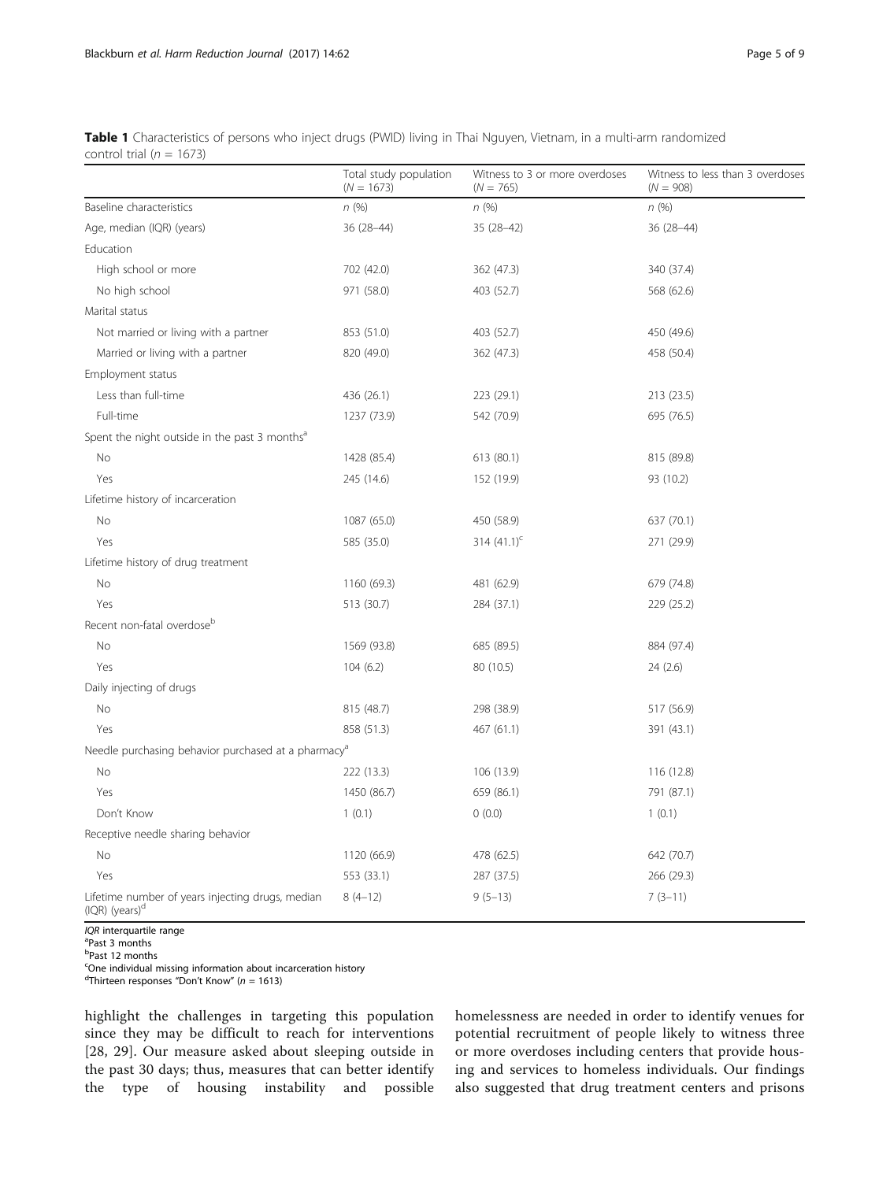**Table 1** Characteristics of persons who inject drugs (PWID) living in Thai Nguyen, Vietnam, in a multi-arm randomized control trial ($n$ = 1673)

| | Total study population ($N$ = 1673) | Witness to 3 or more overdoses ($N$ = 765) | Witness to less than 3 overdoses ($N$ = 908) |
|---|---|---|---|
| Baseline characteristics | *n* (%) | *n* (%) | *n* (%) |
| Age, median (IQR) (years) | 36 (28–44) | 35 (28–42) | 36 (28–44) |
| Education | | | |
| High school or more | 702 (42.0) | 362 (47.3) | 340 (37.4) |
| No high school | 971 (58.0) | 403 (52.7) | 568 (62.6) |
| Marital status | | | |
| Not married or living with a partner | 853 (51.0) | 403 (52.7) | 450 (49.6) |
| Married or living with a partner | 820 (49.0) | 362 (47.3) | 458 (50.4) |
| Employment status | | | |
| Less than full-time | 436 (26.1) | 223 (29.1) | 213 (23.5) |
| Full-time | 1237 (73.9) | 542 (70.9) | 695 (76.5) |
| Spent the night outside in the past 3 months[a] | | | |
| No | 1428 (85.4) | 613 (80.1) | 815 (89.8) |
| Yes | 245 (14.6) | 152 (19.9) | 93 (10.2) |
| Lifetime history of incarceration | | | |
| No | 1087 (65.0) | 450 (58.9) | 637 (70.1) |
| Yes | 585 (35.0) | 314 (41.1)[c] | 271 (29.9) |
| Lifetime history of drug treatment | | | |
| No | 1160 (69.3) | 481 (62.9) | 679 (74.8) |
| Yes | 513 (30.7) | 284 (37.1) | 229 (25.2) |
| Recent non-fatal overdose[b] | | | |
| No | 1569 (93.8) | 685 (89.5) | 884 (97.4) |
| Yes | 104 (6.2) | 80 (10.5) | 24 (2.6) |
| Daily injecting of drugs | | | |
| No | 815 (48.7) | 298 (38.9) | 517 (56.9) |
| Yes | 858 (51.3) | 467 (61.1) | 391 (43.1) |
| Needle purchasing behavior purchased at a pharmacy[a] | | | |
| No | 222 (13.3) | 106 (13.9) | 116 (12.8) |
| Yes | 1450 (86.7) | 659 (86.1) | 791 (87.1) |
| Don't Know | 1 (0.1) | 0 (0.0) | 1 (0.1) |
| Receptive needle sharing behavior | | | |
| No | 1120 (66.9) | 478 (62.5) | 642 (70.7) |
| Yes | 553 (33.1) | 287 (37.5) | 266 (29.3) |
| Lifetime number of years injecting drugs, median (IQR) (years)[d] | 8 (4–12) | 9 (5–13) | 7 (3–11) |

*IQR* interquartile range
[a]Past 3 months
[b]Past 12 months
[c]One individual missing information about incarceration history
[d]Thirteen responses "Don't Know" ($n$ = 1613)

highlight the challenges in targeting this population since they may be difficult to reach for interventions [28, 29]. Our measure asked about sleeping outside in the past 30 days; thus, measures that can better identify the type of housing instability and possible homelessness are needed in order to identify venues for potential recruitment of people likely to witness three or more overdoses including centers that provide housing and services to homeless individuals. Our findings also suggested that drug treatment centers and prisons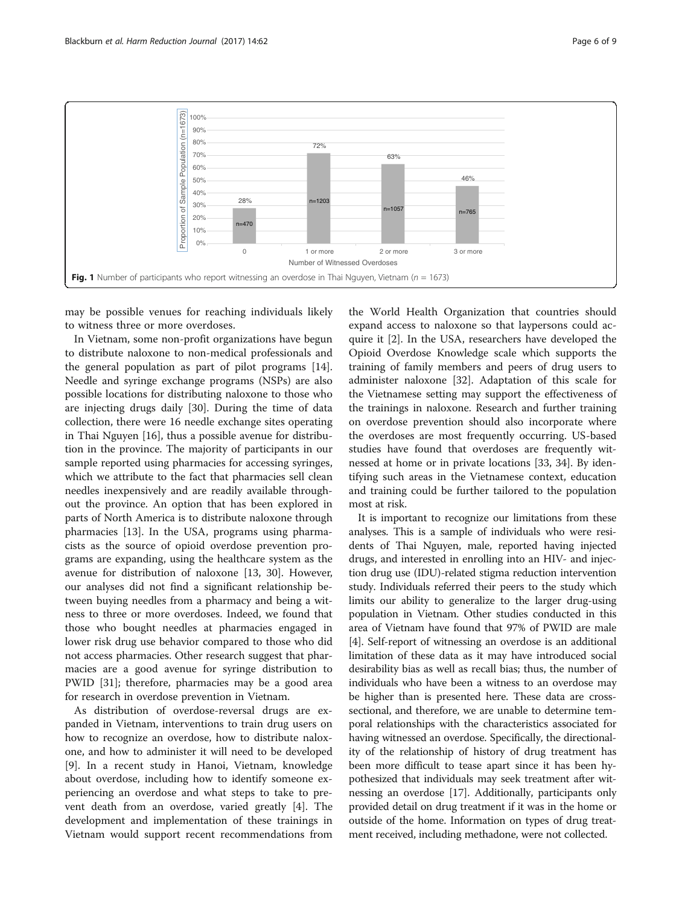Fig. 1 Number of participants who report witnessing an overdose in Thai Nguyen, Vietnam ($n$ = 1673)

may be possible venues for reaching individuals likely to witness three or more overdoses.

In Vietnam, some non-profit organizations have begun to distribute naloxone to non-medical professionals and the general population as part of pilot programs [14]. Needle and syringe exchange programs (NSPs) are also possible locations for distributing naloxone to those who are injecting drugs daily [30]. During the time of data collection, there were 16 needle exchange sites operating in Thai Nguyen [16], thus a possible avenue for distribution in the province. The majority of participants in our sample reported using pharmacies for accessing syringes, which we attribute to the fact that pharmacies sell clean needles inexpensively and are readily available throughout the province. An option that has been explored in parts of North America is to distribute naloxone through pharmacies [13]. In the USA, programs using pharmacists as the source of opioid overdose prevention programs are expanding, using the healthcare system as the avenue for distribution of naloxone [13, 30]. However, our analyses did not find a significant relationship between buying needles from a pharmacy and being a witness to three or more overdoses. Indeed, we found that those who bought needles at pharmacies engaged in lower risk drug use behavior compared to those who did not access pharmacies. Other research suggest that pharmacies are a good avenue for syringe distribution to PWID [31]; therefore, pharmacies may be a good area for research in overdose prevention in Vietnam.

As distribution of overdose-reversal drugs are expanded in Vietnam, interventions to train drug users on how to recognize an overdose, how to distribute naloxone, and how to administer it will need to be developed [9]. In a recent study in Hanoi, Vietnam, knowledge about overdose, including how to identify someone experiencing an overdose and what steps to take to prevent death from an overdose, varied greatly [4]. The development and implementation of these trainings in Vietnam would support recent recommendations from the World Health Organization that countries should expand access to naloxone so that laypersons could acquire it [2]. In the USA, researchers have developed the Opioid Overdose Knowledge scale which supports the training of family members and peers of drug users to administer naloxone [32]. Adaptation of this scale for the Vietnamese setting may support the effectiveness of the trainings in naloxone. Research and further training on overdose prevention should also incorporate where the overdoses are most frequently occurring. US-based studies have found that overdoses are frequently witnessed at home or in private locations [33, 34]. By identifying such areas in the Vietnamese context, education and training could be further tailored to the population most at risk.

It is important to recognize our limitations from these analyses. This is a sample of individuals who were residents of Thai Nguyen, male, reported having injected drugs, and interested in enrolling into an HIV- and injection drug use (IDU)-related stigma reduction intervention study. Individuals referred their peers to the study which limits our ability to generalize to the larger drug-using population in Vietnam. Other studies conducted in this area of Vietnam have found that 97% of PWID are male [4]. Self-report of witnessing an overdose is an additional limitation of these data as it may have introduced social desirability bias as well as recall bias; thus, the number of individuals who have been a witness to an overdose may be higher than is presented here. These data are cross-sectional, and therefore, we are unable to determine temporal relationships with the characteristics associated for having witnessed an overdose. Specifically, the directionality of the relationship of history of drug treatment has been more difficult to tease apart since it has been hypothesized that individuals may seek treatment after witnessing an overdose [17]. Additionally, participants only provided detail on drug treatment if it was in the home or outside of the home. Information on types of drug treatment received, including methadone, were not collected.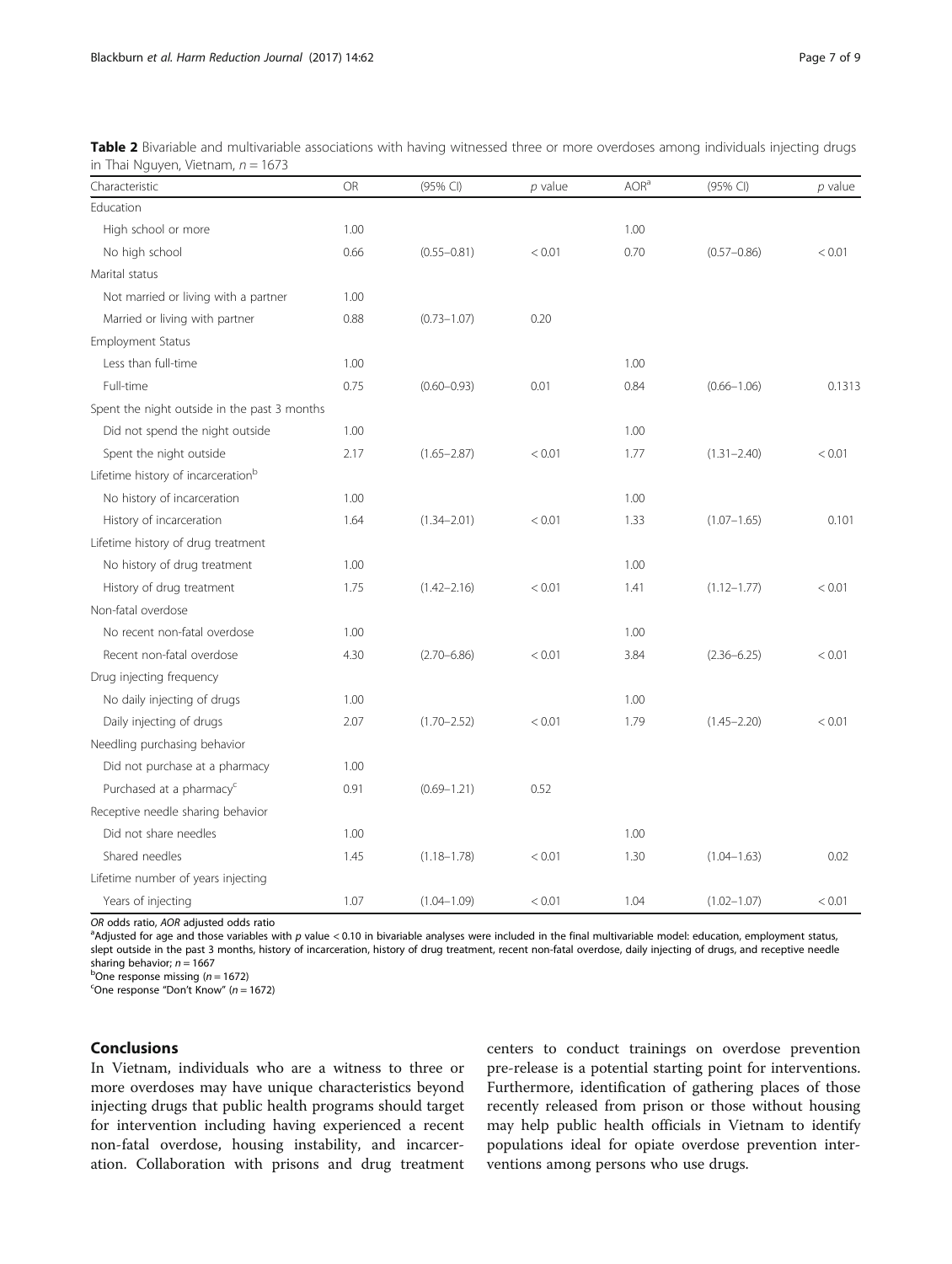**Table 2** Bivariable and multivariable associations with having witnessed three or more overdoses among individuals injecting drugs in Thai Nguyen, Vietnam, $n = 1673$

| Characteristic | OR | (95% CI) | *p* value | AOR[a] | (95% CI) | *p* value |
|---|---|---|---|---|---|---|
| Education | | | | | | |
| High school or more | 1.00 | | | 1.00 | | |
| No high school | 0.66 | (0.55–0.81) | < 0.01 | 0.70 | (0.57–0.86) | < 0.01 |
| Marital status | | | | | | |
| Not married or living with a partner | 1.00 | | | | | |
| Married or living with partner | 0.88 | (0.73–1.07) | 0.20 | | | |
| Employment Status | | | | | | |
| Less than full-time | 1.00 | | | 1.00 | | |
| Full-time | 0.75 | (0.60–0.93) | 0.01 | 0.84 | (0.66–1.06) | 0.1313 |
| Spent the night outside in the past 3 months | | | | | | |
| Did not spend the night outside | 1.00 | | | 1.00 | | |
| Spent the night outside | 2.17 | (1.65–2.87) | < 0.01 | 1.77 | (1.31–2.40) | < 0.01 |
| Lifetime history of incarceration[b] | | | | | | |
| No history of incarceration | 1.00 | | | 1.00 | | |
| History of incarceration | 1.64 | (1.34–2.01) | < 0.01 | 1.33 | (1.07–1.65) | 0.101 |
| Lifetime history of drug treatment | | | | | | |
| No history of drug treatment | 1.00 | | | 1.00 | | |
| History of drug treatment | 1.75 | (1.42–2.16) | < 0.01 | 1.41 | (1.12–1.77) | < 0.01 |
| Non-fatal overdose | | | | | | |
| No recent non-fatal overdose | 1.00 | | | 1.00 | | |
| Recent non-fatal overdose | 4.30 | (2.70–6.86) | < 0.01 | 3.84 | (2.36–6.25) | < 0.01 |
| Drug injecting frequency | | | | | | |
| No daily injecting of drugs | 1.00 | | | 1.00 | | |
| Daily injecting of drugs | 2.07 | (1.70–2.52) | < 0.01 | 1.79 | (1.45–2.20) | < 0.01 |
| Needling purchasing behavior | | | | | | |
| Did not purchase at a pharmacy | 1.00 | | | | | |
| Purchased at a pharmacy[c] | 0.91 | (0.69–1.21) | 0.52 | | | |
| Receptive needle sharing behavior | | | | | | |
| Did not share needles | 1.00 | | | 1.00 | | |
| Shared needles | 1.45 | (1.18–1.78) | < 0.01 | 1.30 | (1.04–1.63) | 0.02 |
| Lifetime number of years injecting | | | | | | |
| Years of injecting | 1.07 | (1.04–1.09) | < 0.01 | 1.04 | (1.02–1.07) | < 0.01 |

*OR* odds ratio, *AOR* adjusted odds ratio
[a]Adjusted for age and those variables with *p* value < 0.10 in bivariable analyses were included in the final multivariable model: education, employment status, slept outside in the past 3 months, history of incarceration, history of drug treatment, recent non-fatal overdose, daily injecting of drugs, and receptive needle sharing behavior; $n = 1667$
[b]One response missing ($n = 1672$)
[c]One response "Don't Know" ($n = 1672$)

## Conclusions

In Vietnam, individuals who are a witness to three or more overdoses may have unique characteristics beyond injecting drugs that public health programs should target for intervention including having experienced a recent non-fatal overdose, housing instability, and incarceration. Collaboration with prisons and drug treatment centers to conduct trainings on overdose prevention pre-release is a potential starting point for interventions. Furthermore, identification of gathering places of those recently released from prison or those without housing may help public health officials in Vietnam to identify populations ideal for opiate overdose prevention interventions among persons who use drugs.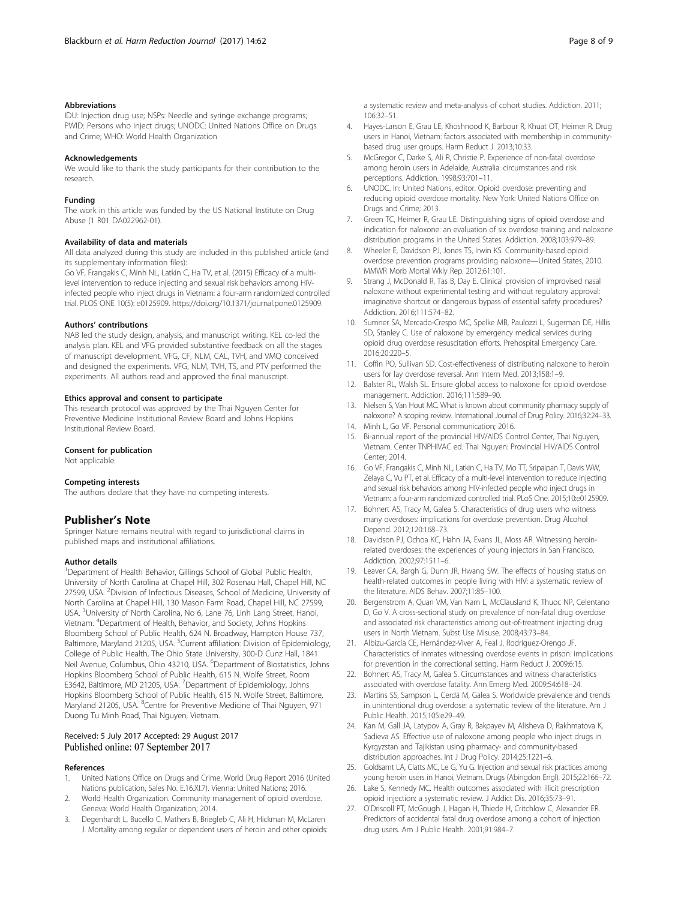### Abbreviations

IDU: Injection drug use; NSPs: Needle and syringe exchange programs; PWID: Persons who inject drugs; UNODC: United Nations Office on Drugs and Crime; WHO: World Health Organization

### Acknowledgements

We would like to thank the study participants for their contribution to the research.

### Funding

The work in this article was funded by the US National Institute on Drug Abuse (1 R01 DA022962-01).

### Availability of data and materials

All data analyzed during this study are included in this published article (and its supplementary information files):

Go VF, Frangakis C, Minh NL, Latkin C, Ha TV, et al. (2015) Efficacy of a multi-level intervention to reduce injecting and sexual risk behaviors among HIV-infected people who inject drugs in Vietnam: a four-arm randomized controlled trial. PLOS ONE 10(5): e0125909. https://doi.org/10.1371/journal.pone.0125909.

### Authors' contributions

NAB led the study design, analysis, and manuscript writing. KEL co-led the analysis plan. KEL and VFG provided substantive feedback on all the stages of manuscript development. VFG, CF, NLM, CAL, TVH, and VMQ conceived and designed the experiments. VFG, NLM, TVH, TS, and PTV performed the experiments. All authors read and approved the final manuscript.

### Ethics approval and consent to participate

This research protocol was approved by the Thai Nguyen Center for Preventive Medicine Institutional Review Board and Johns Hopkins Institutional Review Board.

### Consent for publication

Not applicable.

### Competing interests

The authors declare that they have no competing interests.

## Publisher's Note

Springer Nature remains neutral with regard to jurisdictional claims in published maps and institutional affiliations.

### Author details

[1]Department of Health Behavior, Gillings School of Global Public Health, University of North Carolina at Chapel Hill, 302 Rosenau Hall, Chapel Hill, NC 27599, USA. [2]Division of Infectious Diseases, School of Medicine, University of North Carolina at Chapel Hill, 130 Mason Farm Road, Chapel Hill, NC 27599, USA. [3]University of North Carolina, No 6, Lane 76, Linh Lang Street, Hanoi, Vietnam. [4]Department of Health, Behavior, and Society, Johns Hopkins Bloomberg School of Public Health, 624 N. Broadway, Hampton House 737, Baltimore, Maryland 21205, USA. [5]Current affiliation: Division of Epidemiology, College of Public Health, The Ohio State University, 300-D Cunz Hall, 1841 Neil Avenue, Columbus, Ohio 43210, USA. [6]Department of Biostatistics, Johns Hopkins Bloomberg School of Public Health, 615 N. Wolfe Street, Room E3642, Baltimore, MD 21205, USA. [7]Department of Epidemiology, Johns Hopkins Bloomberg School of Public Health, 615 N. Wolfe Street, Baltimore, Maryland 21205, USA. [8]Centre for Preventive Medicine of Thai Nguyen, 971 Duong Tu Minh Road, Thai Nguyen, Vietnam.

Received: 5 July 2017 Accepted: 29 August 2017
Published online: 07 September 2017

### References

1. United Nations Office on Drugs and Crime. World Drug Report 2016 (United Nations publication, Sales No. E.16.XI.7). Vienna: United Nations; 2016.
2. World Health Organization. Community management of opioid overdose. Geneva: World Health Organization; 2014.
3. Degenhardt L, Bucello C, Mathers B, Briegleb C, Ali H, Hickman M, McLaren J. Mortality among regular or dependent users of heroin and other opioids: a systematic review and meta-analysis of cohort studies. Addiction. 2011; 106:32–51.
4. Hayes-Larson E, Grau LE, Khoshnood K, Barbour R, Khuat OT, Heimer R. Drug users in Hanoi, Vietnam: factors associated with membership in community-based drug user groups. Harm Reduct J. 2013;10:33.
5. McGregor C, Darke S, Ali R, Christie P. Experience of non-fatal overdose among heroin users in Adelaide, Australia: circumstances and risk perceptions. Addiction. 1998;93:701–11.
6. UNODC. In: United Nations, editor. Opioid overdose: preventing and reducing opioid overdose mortality. New York: United Nations Office on Drugs and Crime; 2013.
7. Green TC, Heimer R, Grau LE. Distinguishing signs of opioid overdose and indication for naloxone: an evaluation of six overdose training and naloxone distribution programs in the United States. Addiction. 2008;103:979–89.
8. Wheeler E, Davidson PJ, Jones TS, Irwin KS. Community-based opioid overdose prevention programs providing naloxone—United States, 2010. MMWR Morb Mortal Wkly Rep. 2012;61:101.
9. Strang J, McDonald R, Tas B, Day E. Clinical provision of improvised nasal naloxone without experimental testing and without regulatory approval: imaginative shortcut or dangerous bypass of essential safety procedures? Addiction. 2016;111:574–82.
10. Sumner SA, Mercado-Crespo MC, Spelke MB, Paulozzi L, Sugerman DE, Hillis SD, Stanley C. Use of naloxone by emergency medical services during opioid drug overdose resuscitation efforts. Prehospital Emergency Care. 2016;20:220–5.
11. Coffin PO, Sullivan SD. Cost-effectiveness of distributing naloxone to heroin users for lay overdose reversal. Ann Intern Med. 2013;158:1–9.
12. Balster RL, Walsh SL. Ensure global access to naloxone for opioid overdose management. Addiction. 2016;111:589–90.
13. Nielsen S, Van Hout MC. What is known about community pharmacy supply of naloxone? A scoping review. International Journal of Drug Policy. 2016;32:24–33.
14. Minh L, Go VF. Personal communication; 2016.
15. Bi-annual report of the provincial HIV/AIDS Control Center, Thai Nguyen, Vietnam. Center TNPHIVAC ed. Thai Nguyen: Provincial HIV/AIDS Control Center; 2014.
16. Go VF, Frangakis C, Minh NL, Latkin C, Ha TV, Mo TT, Sripaipan T, Davis WW, Zelaya C, Vu PT, et al. Efficacy of a multi-level intervention to reduce injecting and sexual risk behaviors among HIV-infected people who inject drugs in Vietnam: a four-arm randomized controlled trial. PLoS One. 2015;10:e0125909.
17. Bohnert AS, Tracy M, Galea S. Characteristics of drug users who witness many overdoses: implications for overdose prevention. Drug Alcohol Depend. 2012;120:168–73.
18. Davidson PJ, Ochoa KC, Hahn JA, Evans JL, Moss AR. Witnessing heroin-related overdoses: the experiences of young injectors in San Francisco. Addiction. 2002;97:1511–6.
19. Leaver CA, Bargh G, Dunn JR, Hwang SW. The effects of housing status on health-related outcomes in people living with HIV: a systematic review of the literature. AIDS Behav. 2007;11:85–100.
20. Bergenstrom A, Quan VM, Van Nam L, McClausland K, Thuoc NP, Celentano D, Go V. A cross-sectional study on prevalence of non-fatal drug overdose and associated risk characteristics among out-of-treatment injecting drug users in North Vietnam. Subst Use Misuse. 2008;43:73–84.
21. Albizu-García CE, Hernández-Viver A, Feal J, Rodríguez-Orengo JF. Characteristics of inmates witnessing overdose events in prison: implications for prevention in the correctional setting. Harm Reduct J. 2009;6:15.
22. Bohnert AS, Tracy M, Galea S. Circumstances and witness characteristics associated with overdose fatality. Ann Emerg Med. 2009;54:618–24.
23. Martins SS, Sampson L, Cerdá M, Galea S. Worldwide prevalence and trends in unintentional drug overdose: a systematic review of the literature. Am J Public Health. 2015;105:e29–49.
24. Kan M, Gall JA, Latypov A, Gray R, Bakpayev M, Alisheva D, Rakhmatova K, Sadieva AS. Effective use of naloxone among people who inject drugs in Kyrgyzstan and Tajikistan using pharmacy- and community-based distribution approaches. Int J Drug Policy. 2014;25:1221–6.
25. Goldsamt LA, Clatts MC, Le G, Yu G. Injection and sexual risk practices among young heroin users in Hanoi, Vietnam. Drugs (Abingdon Engl). 2015;22:166–72.
26. Lake S, Kennedy MC. Health outcomes associated with illicit prescription opioid injection: a systematic review. J Addict Dis. 2016;35:73–91.
27. O'Driscoll PT, McGough J, Hagan H, Thiede H, Critchlow C, Alexander ER. Predictors of accidental fatal drug overdose among a cohort of injection drug users. Am J Public Health. 2001;91:984–7.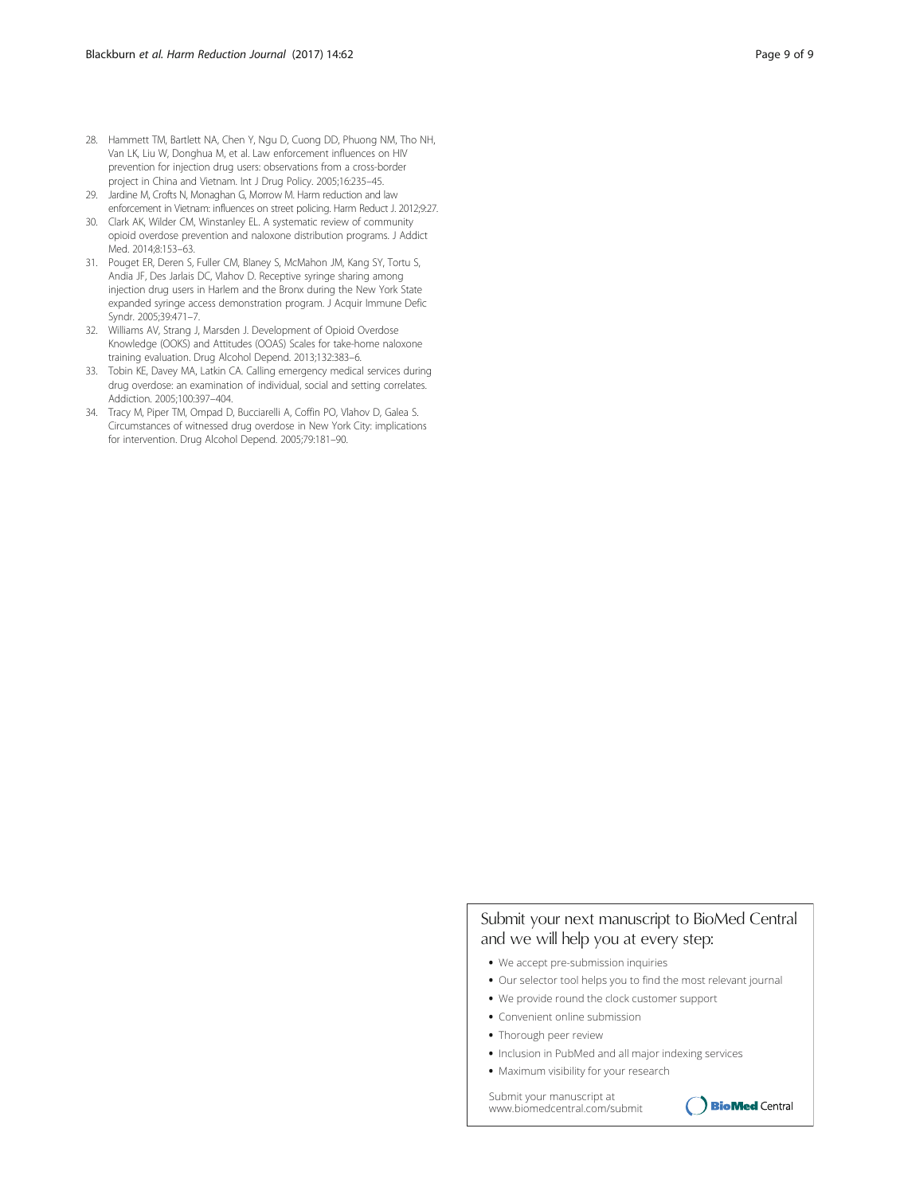28. Hammett TM, Bartlett NA, Chen Y, Ngu D, Cuong DD, Phuong NM, Tho NH, Van LK, Liu W, Donghua M, et al. Law enforcement influences on HIV prevention for injection drug users: observations from a cross-border project in China and Vietnam. Int J Drug Policy. 2005;16:235–45.
29. Jardine M, Crofts N, Monaghan G, Morrow M. Harm reduction and law enforcement in Vietnam: influences on street policing. Harm Reduct J. 2012;9:27.
30. Clark AK, Wilder CM, Winstanley EL. A systematic review of community opioid overdose prevention and naloxone distribution programs. J Addict Med. 2014;8:153–63.
31. Pouget ER, Deren S, Fuller CM, Blaney S, McMahon JM, Kang SY, Tortu S, Andia JF, Des Jarlais DC, Vlahov D. Receptive syringe sharing among injection drug users in Harlem and the Bronx during the New York State expanded syringe access demonstration program. J Acquir Immune Defic Syndr. 2005;39:471–7.
32. Williams AV, Strang J, Marsden J. Development of Opioid Overdose Knowledge (OOKS) and Attitudes (OOAS) Scales for take-home naloxone training evaluation. Drug Alcohol Depend. 2013;132:383–6.
33. Tobin KE, Davey MA, Latkin CA. Calling emergency medical services during drug overdose: an examination of individual, social and setting correlates. Addiction. 2005;100:397–404.
34. Tracy M, Piper TM, Ompad D, Bucciarelli A, Coffin PO, Vlahov D, Galea S. Circumstances of witnessed drug overdose in New York City: implications for intervention. Drug Alcohol Depend. 2005;79:181–90.

Submit your next manuscript to BioMed Central and we will help you at every step:

- We accept pre-submission inquiries
- Our selector tool helps you to find the most relevant journal
- We provide round the clock customer support
- Convenient online submission
- Thorough peer review
- Inclusion in PubMed and all major indexing services
- Maximum visibility for your research

Submit your manuscript at www.biomedcentral.com/submit

BioMed Central